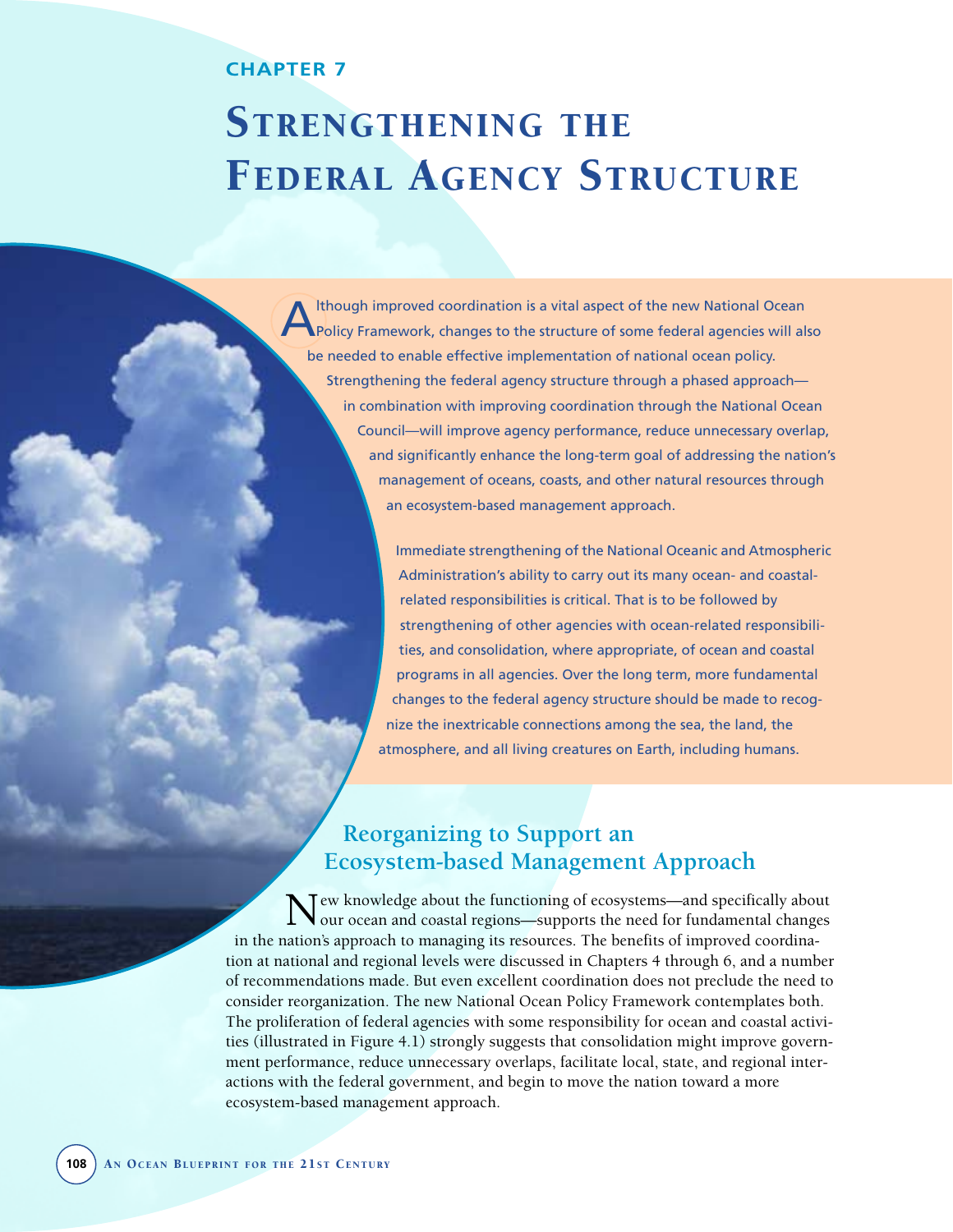CHAPTER 7

# Strengthening the Federal Agency Structure

Although improved coordination is a vital aspect of the new National Ocean Policy Framework, changes to the structure of some federal agencies will also be needed to enable effective implementation of national ocean policy. Strengthening the federal agency structure through a phased approach—in combination with improving coordination through the National Ocean Council—will improve agency performance, reduce unnecessary overlap, and significantly enhance the long-term goal of addressing the nation's management of oceans, coasts, and other natural resources through an ecosystem-based management approach.

Immediate strengthening of the National Oceanic and Atmospheric Administration's ability to carry out its many ocean- and coastal-related responsibilities is critical. That is to be followed by strengthening of other agencies with ocean-related responsibilities, and consolidation, where appropriate, of ocean and coastal programs in all agencies. Over the long term, more fundamental changes to the federal agency structure should be made to recognize the inextricable connections among the sea, the land, the atmosphere, and all living creatures on Earth, including humans.

## Reorganizing to Support an Ecosystem-based Management Approach

New knowledge about the functioning of ecosystems—and specifically about our ocean and coastal regions—supports the need for fundamental changes in the nation's approach to managing its resources. The benefits of improved coordination at national and regional levels were discussed in Chapters 4 through 6, and a number of recommendations made. But even excellent coordination does not preclude the need to consider reorganization. The new National Ocean Policy Framework contemplates both. The proliferation of federal agencies with some responsibility for ocean and coastal activities (illustrated in Figure 4.1) strongly suggests that consolidation might improve government performance, reduce unnecessary overlaps, facilitate local, state, and regional interactions with the federal government, and begin to move the nation toward a more ecosystem-based management approach.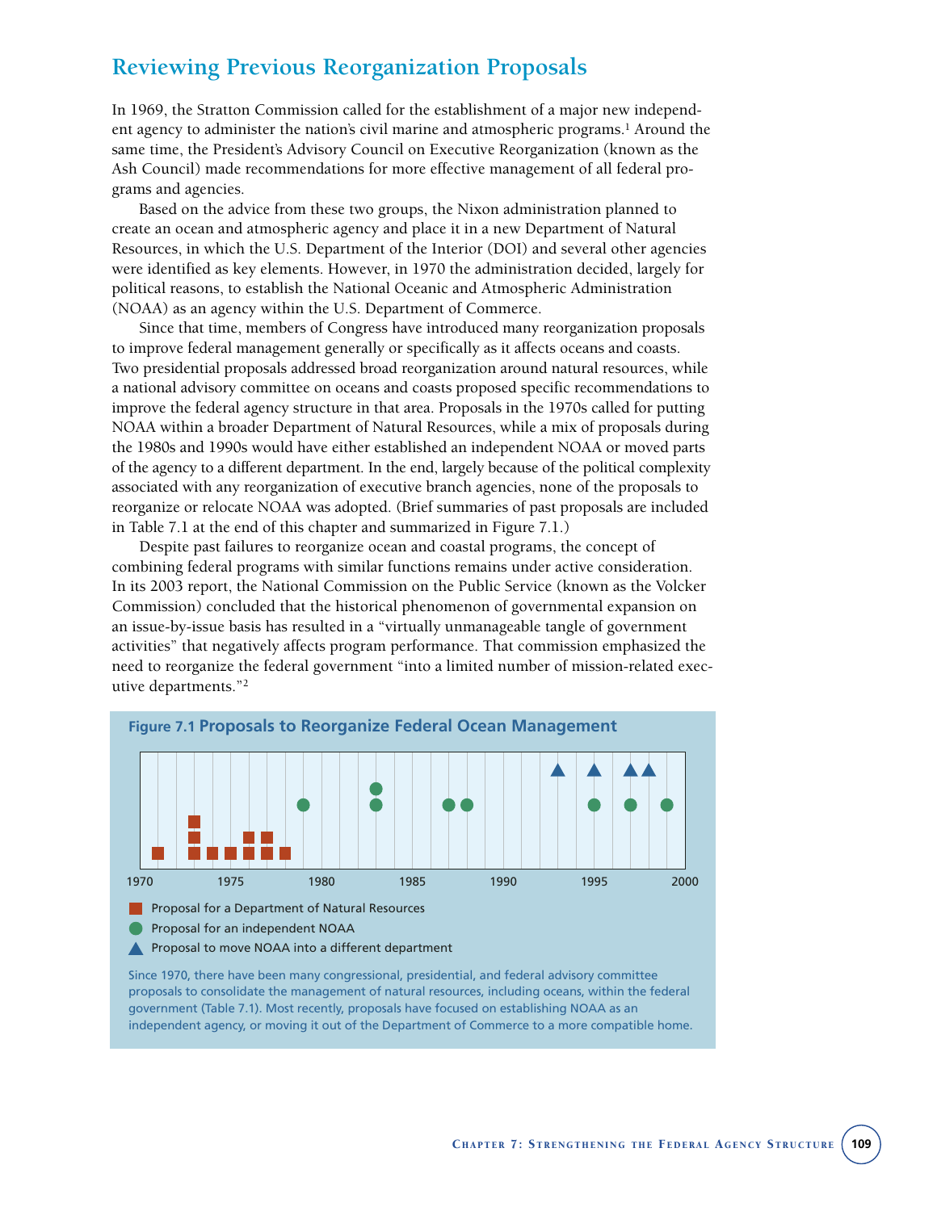## Reviewing Previous Reorganization Proposals

In 1969, the Stratton Commission called for the establishment of a major new independent agency to administer the nation's civil marine and atmospheric programs.[1] Around the same time, the President's Advisory Council on Executive Reorganization (known as the Ash Council) made recommendations for more effective management of all federal programs and agencies.

Based on the advice from these two groups, the Nixon administration planned to create an ocean and atmospheric agency and place it in a new Department of Natural Resources, in which the U.S. Department of the Interior (DOI) and several other agencies were identified as key elements. However, in 1970 the administration decided, largely for political reasons, to establish the National Oceanic and Atmospheric Administration (NOAA) as an agency within the U.S. Department of Commerce.

Since that time, members of Congress have introduced many reorganization proposals to improve federal management generally or specifically as it affects oceans and coasts. Two presidential proposals addressed broad reorganization around natural resources, while a national advisory committee on oceans and coasts proposed specific recommendations to improve the federal agency structure in that area. Proposals in the 1970s called for putting NOAA within a broader Department of Natural Resources, while a mix of proposals during the 1980s and 1990s would have either established an independent NOAA or moved parts of the agency to a different department. In the end, largely because of the political complexity associated with any reorganization of executive branch agencies, none of the proposals to reorganize or relocate NOAA was adopted. (Brief summaries of past proposals are included in Table 7.1 at the end of this chapter and summarized in Figure 7.1.)

Despite past failures to reorganize ocean and coastal programs, the concept of combining federal programs with similar functions remains under active consideration. In its 2003 report, the National Commission on the Public Service (known as the Volcker Commission) concluded that the historical phenomenon of governmental expansion on an issue-by-issue basis has resulted in a "virtually unmanageable tangle of government activities" that negatively affects program performance. That commission emphasized the need to reorganize the federal government "into a limited number of mission-related executive departments."[2]

**Figure 7.1 Proposals to Reorganize Federal Ocean Management**

■ Proposal for a Department of Natural Resources

● Proposal for an independent NOAA

▲ Proposal to move NOAA into a different department

Since 1970, there have been many congressional, presidential, and federal advisory committee proposals to consolidate the management of natural resources, including oceans, within the federal government (Table 7.1). Most recently, proposals have focused on establishing NOAA as an independent agency, or moving it out of the Department of Commerce to a more compatible home.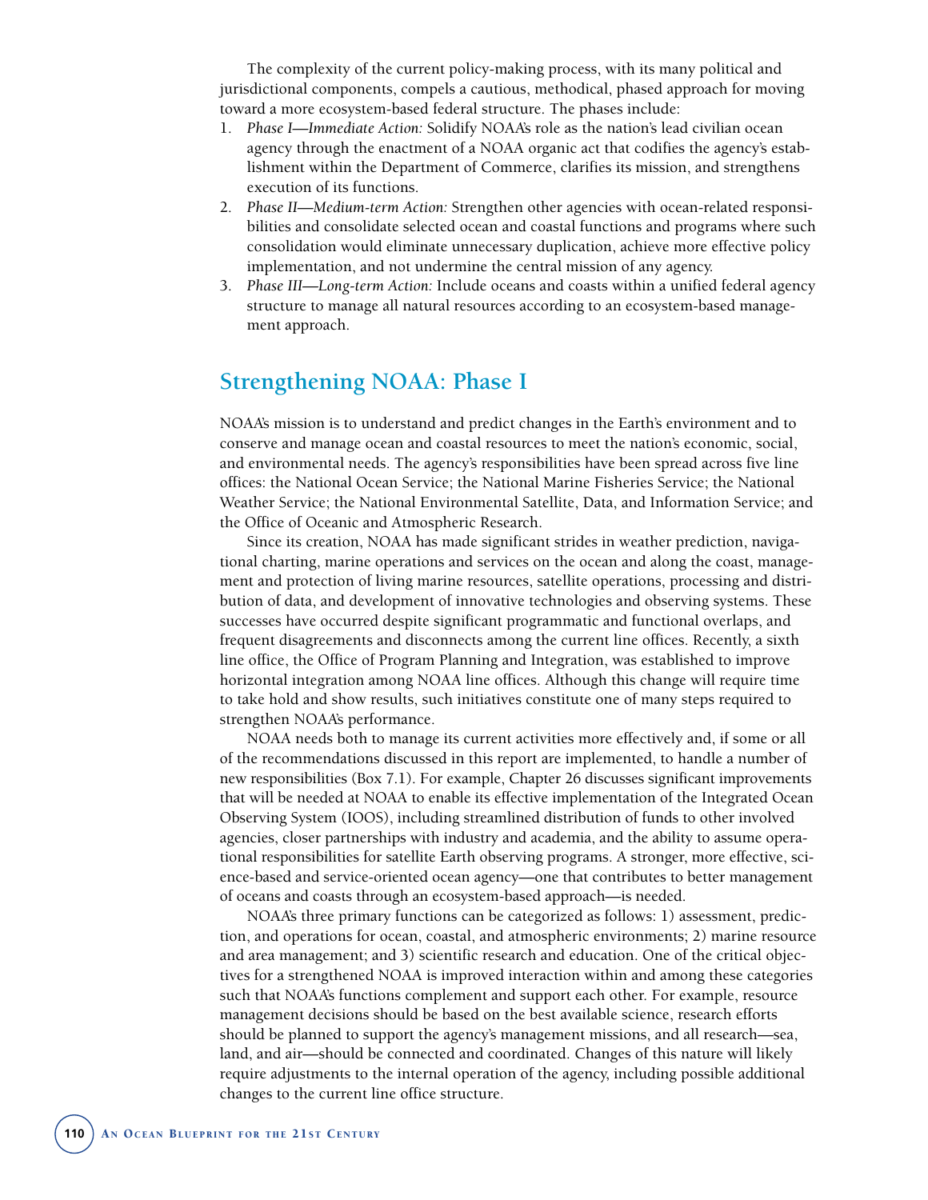The complexity of the current policy-making process, with its many political and jurisdictional components, compels a cautious, methodical, phased approach for moving toward a more ecosystem-based federal structure. The phases include:

1. *Phase I—Immediate Action:* Solidify NOAA's role as the nation's lead civilian ocean agency through the enactment of a NOAA organic act that codifies the agency's establishment within the Department of Commerce, clarifies its mission, and strengthens execution of its functions.
2. *Phase II—Medium-term Action:* Strengthen other agencies with ocean-related responsibilities and consolidate selected ocean and coastal functions and programs where such consolidation would eliminate unnecessary duplication, achieve more effective policy implementation, and not undermine the central mission of any agency.
3. *Phase III—Long-term Action:* Include oceans and coasts within a unified federal agency structure to manage all natural resources according to an ecosystem-based management approach.

## Strengthening NOAA: Phase I

NOAA's mission is to understand and predict changes in the Earth's environment and to conserve and manage ocean and coastal resources to meet the nation's economic, social, and environmental needs. The agency's responsibilities have been spread across five line offices: the National Ocean Service; the National Marine Fisheries Service; the National Weather Service; the National Environmental Satellite, Data, and Information Service; and the Office of Oceanic and Atmospheric Research.

Since its creation, NOAA has made significant strides in weather prediction, navigational charting, marine operations and services on the ocean and along the coast, management and protection of living marine resources, satellite operations, processing and distribution of data, and development of innovative technologies and observing systems. These successes have occurred despite significant programmatic and functional overlaps, and frequent disagreements and disconnects among the current line offices. Recently, a sixth line office, the Office of Program Planning and Integration, was established to improve horizontal integration among NOAA line offices. Although this change will require time to take hold and show results, such initiatives constitute one of many steps required to strengthen NOAA's performance.

NOAA needs both to manage its current activities more effectively and, if some or all of the recommendations discussed in this report are implemented, to handle a number of new responsibilities (Box 7.1). For example, Chapter 26 discusses significant improvements that will be needed at NOAA to enable its effective implementation of the Integrated Ocean Observing System (IOOS), including streamlined distribution of funds to other involved agencies, closer partnerships with industry and academia, and the ability to assume operational responsibilities for satellite Earth observing programs. A stronger, more effective, science-based and service-oriented ocean agency—one that contributes to better management of oceans and coasts through an ecosystem-based approach—is needed.

NOAA's three primary functions can be categorized as follows: 1) assessment, prediction, and operations for ocean, coastal, and atmospheric environments; 2) marine resource and area management; and 3) scientific research and education. One of the critical objectives for a strengthened NOAA is improved interaction within and among these categories such that NOAA's functions complement and support each other. For example, resource management decisions should be based on the best available science, research efforts should be planned to support the agency's management missions, and all research—sea, land, and air—should be connected and coordinated. Changes of this nature will likely require adjustments to the internal operation of the agency, including possible additional changes to the current line office structure.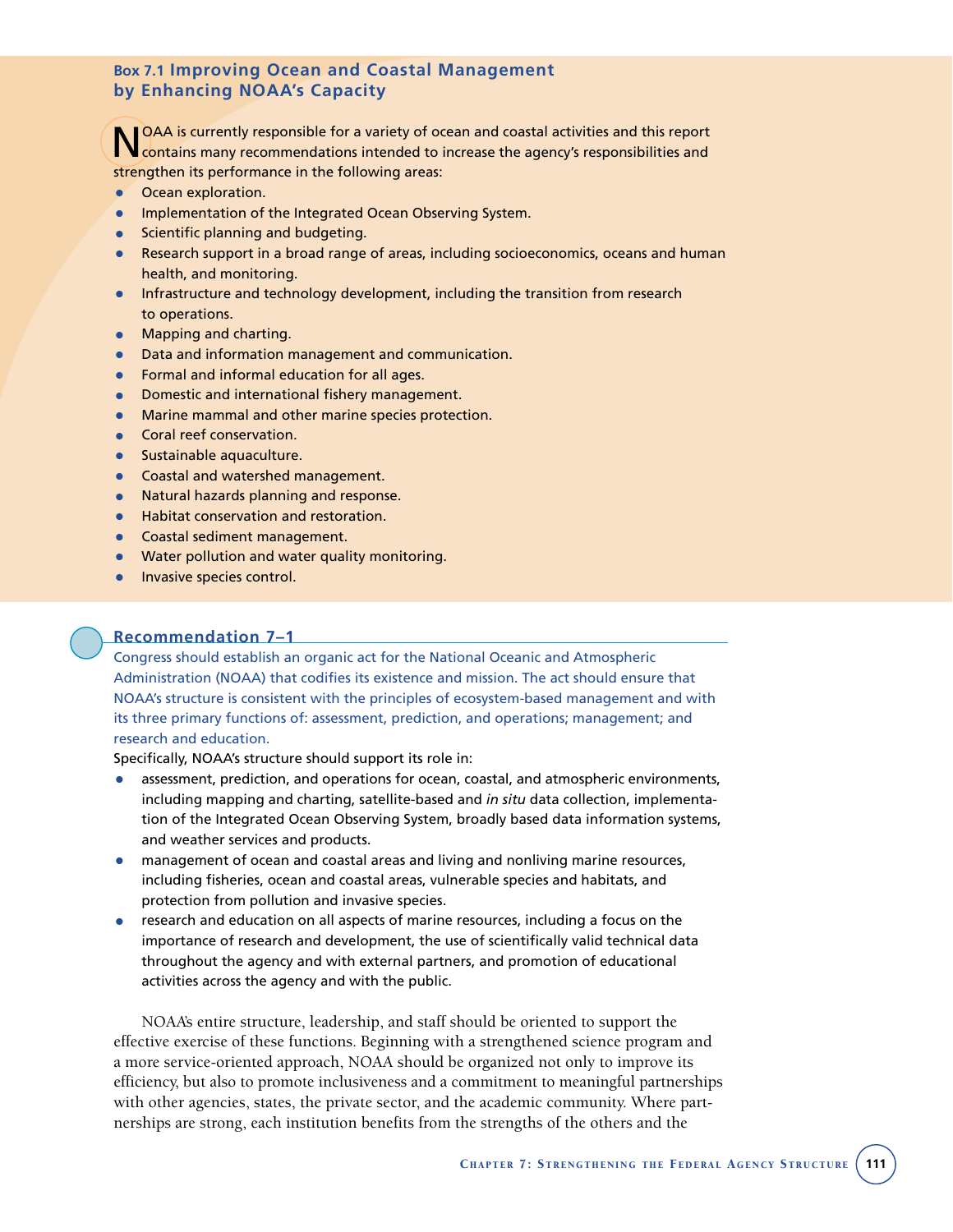### Box 7.1 Improving Ocean and Coastal Management by Enhancing NOAA's Capacity

NOAA is currently responsible for a variety of ocean and coastal activities and this report contains many recommendations intended to increase the agency's responsibilities and strengthen its performance in the following areas:

- Ocean exploration.
- Implementation of the Integrated Ocean Observing System.
- Scientific planning and budgeting.
- Research support in a broad range of areas, including socioeconomics, oceans and human health, and monitoring.
- Infrastructure and technology development, including the transition from research to operations.
- Mapping and charting.
- Data and information management and communication.
- Formal and informal education for all ages.
- Domestic and international fishery management.
- Marine mammal and other marine species protection.
- Coral reef conservation.
- Sustainable aquaculture.
- Coastal and watershed management.
- Natural hazards planning and response.
- Habitat conservation and restoration.
- Coastal sediment management.
- Water pollution and water quality monitoring.
- Invasive species control.

### Recommendation 7–1

Congress should establish an organic act for the National Oceanic and Atmospheric Administration (NOAA) that codifies its existence and mission. The act should ensure that NOAA's structure is consistent with the principles of ecosystem-based management and with its three primary functions of: assessment, prediction, and operations; management; and research and education.

Specifically, NOAA's structure should support its role in:

- assessment, prediction, and operations for ocean, coastal, and atmospheric environments, including mapping and charting, satellite-based and *in situ* data collection, implementation of the Integrated Ocean Observing System, broadly based data information systems, and weather services and products.
- management of ocean and coastal areas and living and nonliving marine resources, including fisheries, ocean and coastal areas, vulnerable species and habitats, and protection from pollution and invasive species.
- research and education on all aspects of marine resources, including a focus on the importance of research and development, the use of scientifically valid technical data throughout the agency and with external partners, and promotion of educational activities across the agency and with the public.

NOAA's entire structure, leadership, and staff should be oriented to support the effective exercise of these functions. Beginning with a strengthened science program and a more service-oriented approach, NOAA should be organized not only to improve its efficiency, but also to promote inclusiveness and a commitment to meaningful partnerships with other agencies, states, the private sector, and the academic community. Where partnerships are strong, each institution benefits from the strengths of the others and the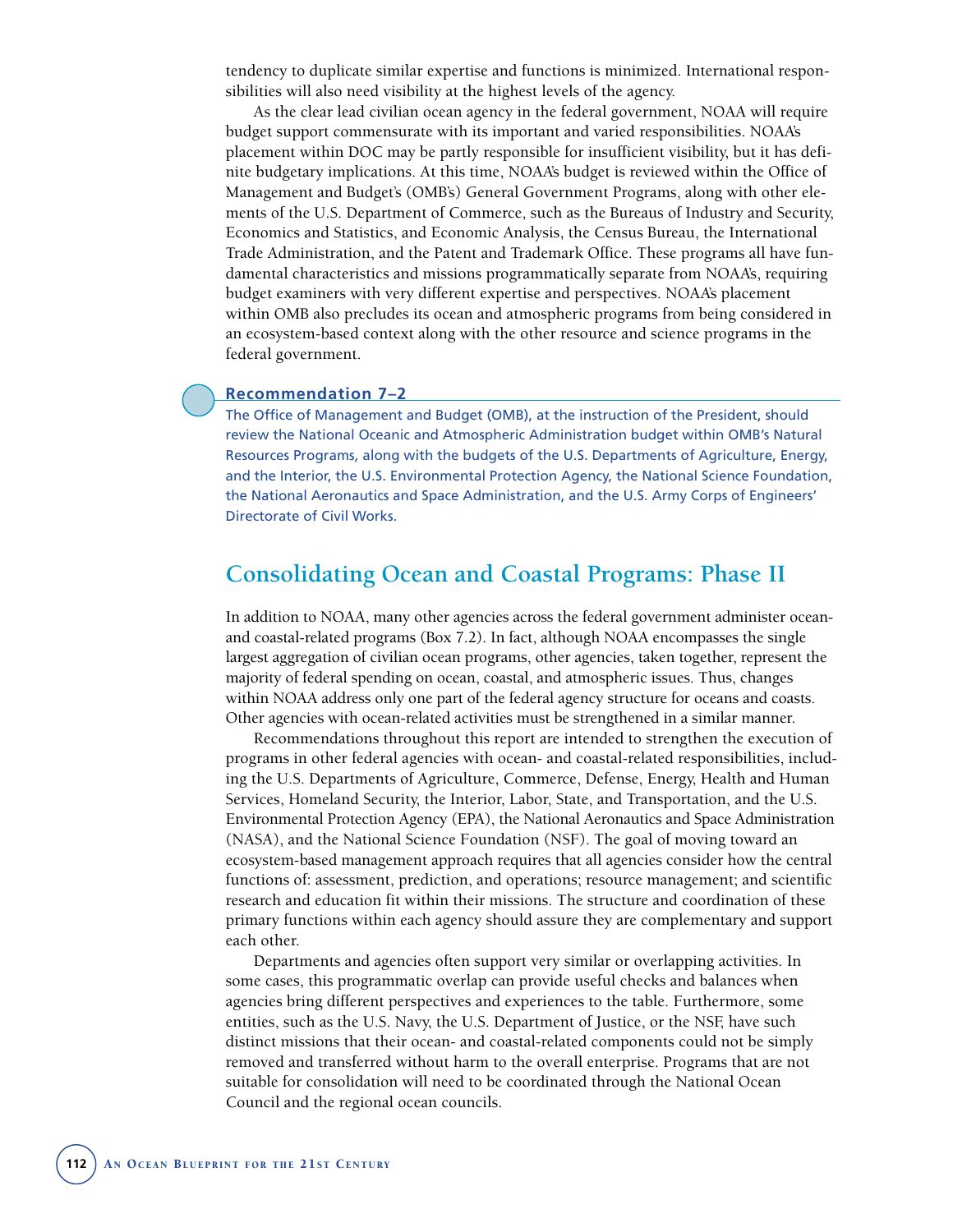tendency to duplicate similar expertise and functions is minimized. International responsibilities will also need visibility at the highest levels of the agency.

As the clear lead civilian ocean agency in the federal government, NOAA will require budget support commensurate with its important and varied responsibilities. NOAA's placement within DOC may be partly responsible for insufficient visibility, but it has definite budgetary implications. At this time, NOAA's budget is reviewed within the Office of Management and Budget's (OMB's) General Government Programs, along with other elements of the U.S. Department of Commerce, such as the Bureaus of Industry and Security, Economics and Statistics, and Economic Analysis, the Census Bureau, the International Trade Administration, and the Patent and Trademark Office. These programs all have fundamental characteristics and missions programmatically separate from NOAA's, requiring budget examiners with very different expertise and perspectives. NOAA's placement within OMB also precludes its ocean and atmospheric programs from being considered in an ecosystem-based context along with the other resource and science programs in the federal government.

**Recommendation 7–2**

The Office of Management and Budget (OMB), at the instruction of the President, should review the National Oceanic and Atmospheric Administration budget within OMB's Natural Resources Programs, along with the budgets of the U.S. Departments of Agriculture, Energy, and the Interior, the U.S. Environmental Protection Agency, the National Science Foundation, the National Aeronautics and Space Administration, and the U.S. Army Corps of Engineers' Directorate of Civil Works.

## Consolidating Ocean and Coastal Programs: Phase II

In addition to NOAA, many other agencies across the federal government administer ocean- and coastal-related programs (Box 7.2). In fact, although NOAA encompasses the single largest aggregation of civilian ocean programs, other agencies, taken together, represent the majority of federal spending on ocean, coastal, and atmospheric issues. Thus, changes within NOAA address only one part of the federal agency structure for oceans and coasts. Other agencies with ocean-related activities must be strengthened in a similar manner.

Recommendations throughout this report are intended to strengthen the execution of programs in other federal agencies with ocean- and coastal-related responsibilities, including the U.S. Departments of Agriculture, Commerce, Defense, Energy, Health and Human Services, Homeland Security, the Interior, Labor, State, and Transportation, and the U.S. Environmental Protection Agency (EPA), the National Aeronautics and Space Administration (NASA), and the National Science Foundation (NSF). The goal of moving toward an ecosystem-based management approach requires that all agencies consider how the central functions of: assessment, prediction, and operations; resource management; and scientific research and education fit within their missions. The structure and coordination of these primary functions within each agency should assure they are complementary and support each other.

Departments and agencies often support very similar or overlapping activities. In some cases, this programmatic overlap can provide useful checks and balances when agencies bring different perspectives and experiences to the table. Furthermore, some entities, such as the U.S. Navy, the U.S. Department of Justice, or the NSF, have such distinct missions that their ocean- and coastal-related components could not be simply removed and transferred without harm to the overall enterprise. Programs that are not suitable for consolidation will need to be coordinated through the National Ocean Council and the regional ocean councils.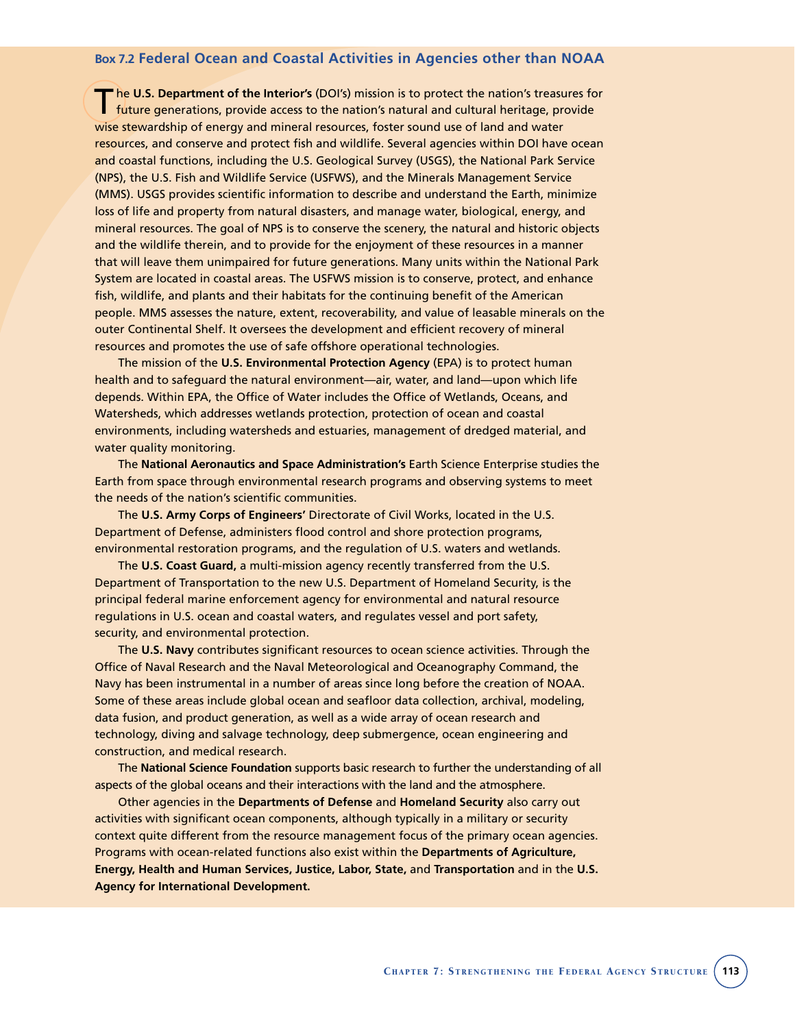### Box 7.2 Federal Ocean and Coastal Activities in Agencies other than NOAA

The **U.S. Department of the Interior's** (DOI's) mission is to protect the nation's treasures for future generations, provide access to the nation's natural and cultural heritage, provide wise stewardship of energy and mineral resources, foster sound use of land and water resources, and conserve and protect fish and wildlife. Several agencies within DOI have ocean and coastal functions, including the U.S. Geological Survey (USGS), the National Park Service (NPS), the U.S. Fish and Wildlife Service (USFWS), and the Minerals Management Service (MMS). USGS provides scientific information to describe and understand the Earth, minimize loss of life and property from natural disasters, and manage water, biological, energy, and mineral resources. The goal of NPS is to conserve the scenery, the natural and historic objects and the wildlife therein, and to provide for the enjoyment of these resources in a manner that will leave them unimpaired for future generations. Many units within the National Park System are located in coastal areas. The USFWS mission is to conserve, protect, and enhance fish, wildlife, and plants and their habitats for the continuing benefit of the American people. MMS assesses the nature, extent, recoverability, and value of leasable minerals on the outer Continental Shelf. It oversees the development and efficient recovery of mineral resources and promotes the use of safe offshore operational technologies.

The mission of the **U.S. Environmental Protection Agency** (EPA) is to protect human health and to safeguard the natural environment—air, water, and land—upon which life depends. Within EPA, the Office of Water includes the Office of Wetlands, Oceans, and Watersheds, which addresses wetlands protection, protection of ocean and coastal environments, including watersheds and estuaries, management of dredged material, and water quality monitoring.

The **National Aeronautics and Space Administration's** Earth Science Enterprise studies the Earth from space through environmental research programs and observing systems to meet the needs of the nation's scientific communities.

The **U.S. Army Corps of Engineers'** Directorate of Civil Works, located in the U.S. Department of Defense, administers flood control and shore protection programs, environmental restoration programs, and the regulation of U.S. waters and wetlands.

The **U.S. Coast Guard,** a multi-mission agency recently transferred from the U.S. Department of Transportation to the new U.S. Department of Homeland Security, is the principal federal marine enforcement agency for environmental and natural resource regulations in U.S. ocean and coastal waters, and regulates vessel and port safety, security, and environmental protection.

The **U.S. Navy** contributes significant resources to ocean science activities. Through the Office of Naval Research and the Naval Meteorological and Oceanography Command, the Navy has been instrumental in a number of areas since long before the creation of NOAA. Some of these areas include global ocean and seafloor data collection, archival, modeling, data fusion, and product generation, as well as a wide array of ocean research and technology, diving and salvage technology, deep submergence, ocean engineering and construction, and medical research.

The **National Science Foundation** supports basic research to further the understanding of all aspects of the global oceans and their interactions with the land and the atmosphere.

Other agencies in the **Departments of Defense** and **Homeland Security** also carry out activities with significant ocean components, although typically in a military or security context quite different from the resource management focus of the primary ocean agencies. Programs with ocean-related functions also exist within the **Departments of Agriculture, Energy, Health and Human Services, Justice, Labor, State,** and **Transportation** and in the **U.S. Agency for International Development.**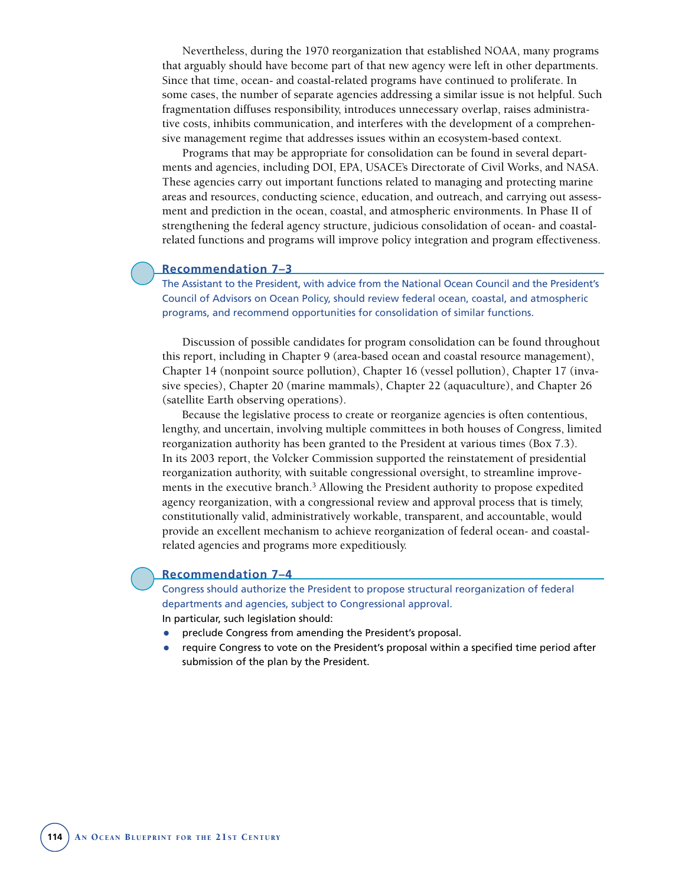Nevertheless, during the 1970 reorganization that established NOAA, many programs that arguably should have become part of that new agency were left in other departments. Since that time, ocean- and coastal-related programs have continued to proliferate. In some cases, the number of separate agencies addressing a similar issue is not helpful. Such fragmentation diffuses responsibility, introduces unnecessary overlap, raises administrative costs, inhibits communication, and interferes with the development of a comprehensive management regime that addresses issues within an ecosystem-based context.

Programs that may be appropriate for consolidation can be found in several departments and agencies, including DOI, EPA, USACE's Directorate of Civil Works, and NASA. These agencies carry out important functions related to managing and protecting marine areas and resources, conducting science, education, and outreach, and carrying out assessment and prediction in the ocean, coastal, and atmospheric environments. In Phase II of strengthening the federal agency structure, judicious consolidation of ocean- and coastal-related functions and programs will improve policy integration and program effectiveness.

### Recommendation 7–3

The Assistant to the President, with advice from the National Ocean Council and the President's Council of Advisors on Ocean Policy, should review federal ocean, coastal, and atmospheric programs, and recommend opportunities for consolidation of similar functions.

Discussion of possible candidates for program consolidation can be found throughout this report, including in Chapter 9 (area-based ocean and coastal resource management), Chapter 14 (nonpoint source pollution), Chapter 16 (vessel pollution), Chapter 17 (invasive species), Chapter 20 (marine mammals), Chapter 22 (aquaculture), and Chapter 26 (satellite Earth observing operations).

Because the legislative process to create or reorganize agencies is often contentious, lengthy, and uncertain, involving multiple committees in both houses of Congress, limited reorganization authority has been granted to the President at various times (Box 7.3). In its 2003 report, the Volcker Commission supported the reinstatement of presidential reorganization authority, with suitable congressional oversight, to streamline improvements in the executive branch.[3] Allowing the President authority to propose expedited agency reorganization, with a congressional review and approval process that is timely, constitutionally valid, administratively workable, transparent, and accountable, would provide an excellent mechanism to achieve reorganization of federal ocean- and coastal-related agencies and programs more expeditiously.

### Recommendation 7–4

Congress should authorize the President to propose structural reorganization of federal departments and agencies, subject to Congressional approval.

In particular, such legislation should:

- preclude Congress from amending the President's proposal.
- require Congress to vote on the President's proposal within a specified time period after submission of the plan by the President.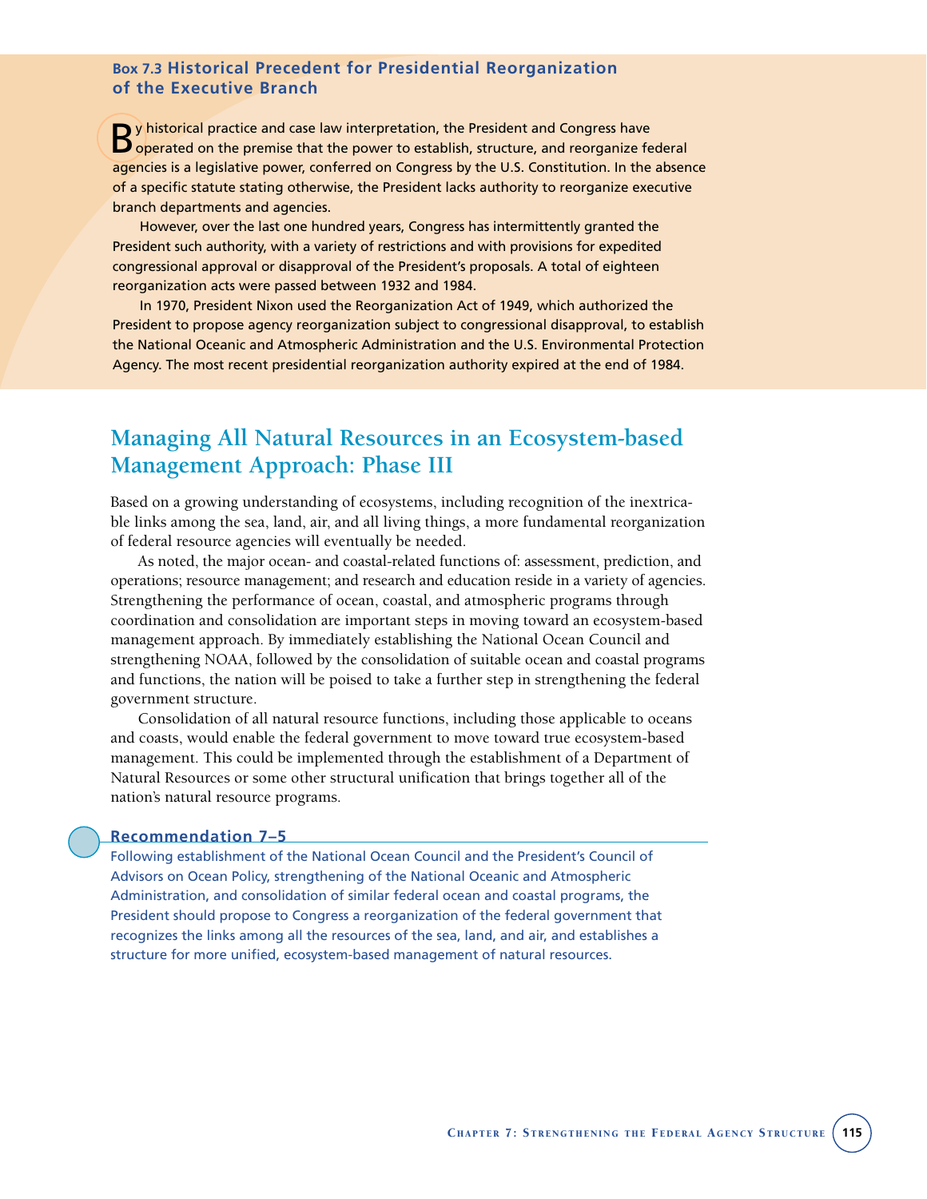### Box 7.3 Historical Precedent for Presidential Reorganization of the Executive Branch

By historical practice and case law interpretation, the President and Congress have operated on the premise that the power to establish, structure, and reorganize federal agencies is a legislative power, conferred on Congress by the U.S. Constitution. In the absence of a specific statute stating otherwise, the President lacks authority to reorganize executive branch departments and agencies.

However, over the last one hundred years, Congress has intermittently granted the President such authority, with a variety of restrictions and with provisions for expedited congressional approval or disapproval of the President's proposals. A total of eighteen reorganization acts were passed between 1932 and 1984.

In 1970, President Nixon used the Reorganization Act of 1949, which authorized the President to propose agency reorganization subject to congressional disapproval, to establish the National Oceanic and Atmospheric Administration and the U.S. Environmental Protection Agency. The most recent presidential reorganization authority expired at the end of 1984.

## Managing All Natural Resources in an Ecosystem-based Management Approach: Phase III

Based on a growing understanding of ecosystems, including recognition of the inextricable links among the sea, land, air, and all living things, a more fundamental reorganization of federal resource agencies will eventually be needed.

As noted, the major ocean- and coastal-related functions of: assessment, prediction, and operations; resource management; and research and education reside in a variety of agencies. Strengthening the performance of ocean, coastal, and atmospheric programs through coordination and consolidation are important steps in moving toward an ecosystem-based management approach. By immediately establishing the National Ocean Council and strengthening NOAA, followed by the consolidation of suitable ocean and coastal programs and functions, the nation will be poised to take a further step in strengthening the federal government structure.

Consolidation of all natural resource functions, including those applicable to oceans and coasts, would enable the federal government to move toward true ecosystem-based management. This could be implemented through the establishment of a Department of Natural Resources or some other structural unification that brings together all of the nation's natural resource programs.

### Recommendation 7–5

Following establishment of the National Ocean Council and the President's Council of Advisors on Ocean Policy, strengthening of the National Oceanic and Atmospheric Administration, and consolidation of similar federal ocean and coastal programs, the President should propose to Congress a reorganization of the federal government that recognizes the links among all the resources of the sea, land, and air, and establishes a structure for more unified, ecosystem-based management of natural resources.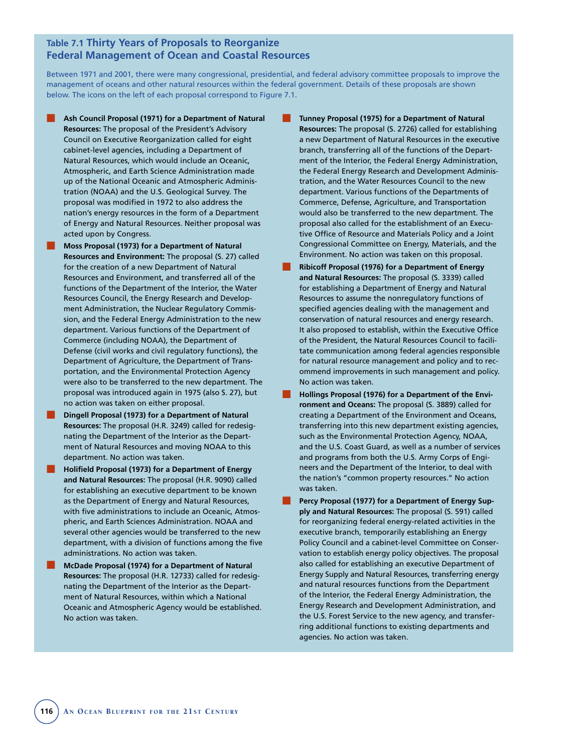## Table 7.1 Thirty Years of Proposals to Reorganize Federal Management of Ocean and Coastal Resources

Between 1971 and 2001, there were many congressional, presidential, and federal advisory committee proposals to improve the management of oceans and other natural resources within the federal government. Details of these proposals are shown below. The icons on the left of each proposal correspond to Figure 7.1.

- **Ash Council Proposal (1971) for a Department of Natural Resources:** The proposal of the President's Advisory Council on Executive Reorganization called for eight cabinet-level agencies, including a Department of Natural Resources, which would include an Oceanic, Atmospheric, and Earth Science Administration made up of the National Oceanic and Atmospheric Administration (NOAA) and the U.S. Geological Survey. The proposal was modified in 1972 to also address the nation's energy resources in the form of a Department of Energy and Natural Resources. Neither proposal was acted upon by Congress.
- **Moss Proposal (1973) for a Department of Natural Resources and Environment:** The proposal (S. 27) called for the creation of a new Department of Natural Resources and Environment, and transferred all of the functions of the Department of the Interior, the Water Resources Council, the Energy Research and Development Administration, the Nuclear Regulatory Commission, and the Federal Energy Administration to the new department. Various functions of the Department of Commerce (including NOAA), the Department of Defense (civil works and civil regulatory functions), the Department of Agriculture, the Department of Transportation, and the Environmental Protection Agency were also to be transferred to the new department. The proposal was introduced again in 1975 (also S. 27), but no action was taken on either proposal.
- **Dingell Proposal (1973) for a Department of Natural Resources:** The proposal (H.R. 3249) called for redesignating the Department of the Interior as the Department of Natural Resources and moving NOAA to this department. No action was taken.
- **Holifield Proposal (1973) for a Department of Energy and Natural Resources:** The proposal (H.R. 9090) called for establishing an executive department to be known as the Department of Energy and Natural Resources, with five administrations to include an Oceanic, Atmospheric, and Earth Sciences Administration. NOAA and several other agencies would be transferred to the new department, with a division of functions among the five administrations. No action was taken.
- **McDade Proposal (1974) for a Department of Natural Resources:** The proposal (H.R. 12733) called for redesignating the Department of the Interior as the Department of Natural Resources, within which a National Oceanic and Atmospheric Agency would be established. No action was taken.
- **Tunney Proposal (1975) for a Department of Natural Resources:** The proposal (S. 2726) called for establishing a new Department of Natural Resources in the executive branch, transferring all of the functions of the Department of the Interior, the Federal Energy Administration, the Federal Energy Research and Development Administration, and the Water Resources Council to the new department. Various functions of the Departments of Commerce, Defense, Agriculture, and Transportation would also be transferred to the new department. The proposal also called for the establishment of an Executive Office of Resource and Materials Policy and a Joint Congressional Committee on Energy, Materials, and the Environment. No action was taken on this proposal.
- **Ribicoff Proposal (1976) for a Department of Energy and Natural Resources:** The proposal (S. 3339) called for establishing a Department of Energy and Natural Resources to assume the nonregulatory functions of specified agencies dealing with the management and conservation of natural resources and energy research. It also proposed to establish, within the Executive Office of the President, the Natural Resources Council to facilitate communication among federal agencies responsible for natural resource management and policy and to recommend improvements in such management and policy. No action was taken.
- **Hollings Proposal (1976) for a Department of the Environment and Oceans:** The proposal (S. 3889) called for creating a Department of the Environment and Oceans, transferring into this new department existing agencies, such as the Environmental Protection Agency, NOAA, and the U.S. Coast Guard, as well as a number of services and programs from both the U.S. Army Corps of Engineers and the Department of the Interior, to deal with the nation's "common property resources." No action was taken.
- **Percy Proposal (1977) for a Department of Energy Supply and Natural Resources:** The proposal (S. 591) called for reorganizing federal energy-related activities in the executive branch, temporarily establishing an Energy Policy Council and a cabinet-level Committee on Conservation to establish energy policy objectives. The proposal also called for establishing an executive Department of Energy Supply and Natural Resources, transferring energy and natural resources functions from the Department of the Interior, the Federal Energy Administration, the Energy Research and Development Administration, and the U.S. Forest Service to the new agency, and transferring additional functions to existing departments and agencies. No action was taken.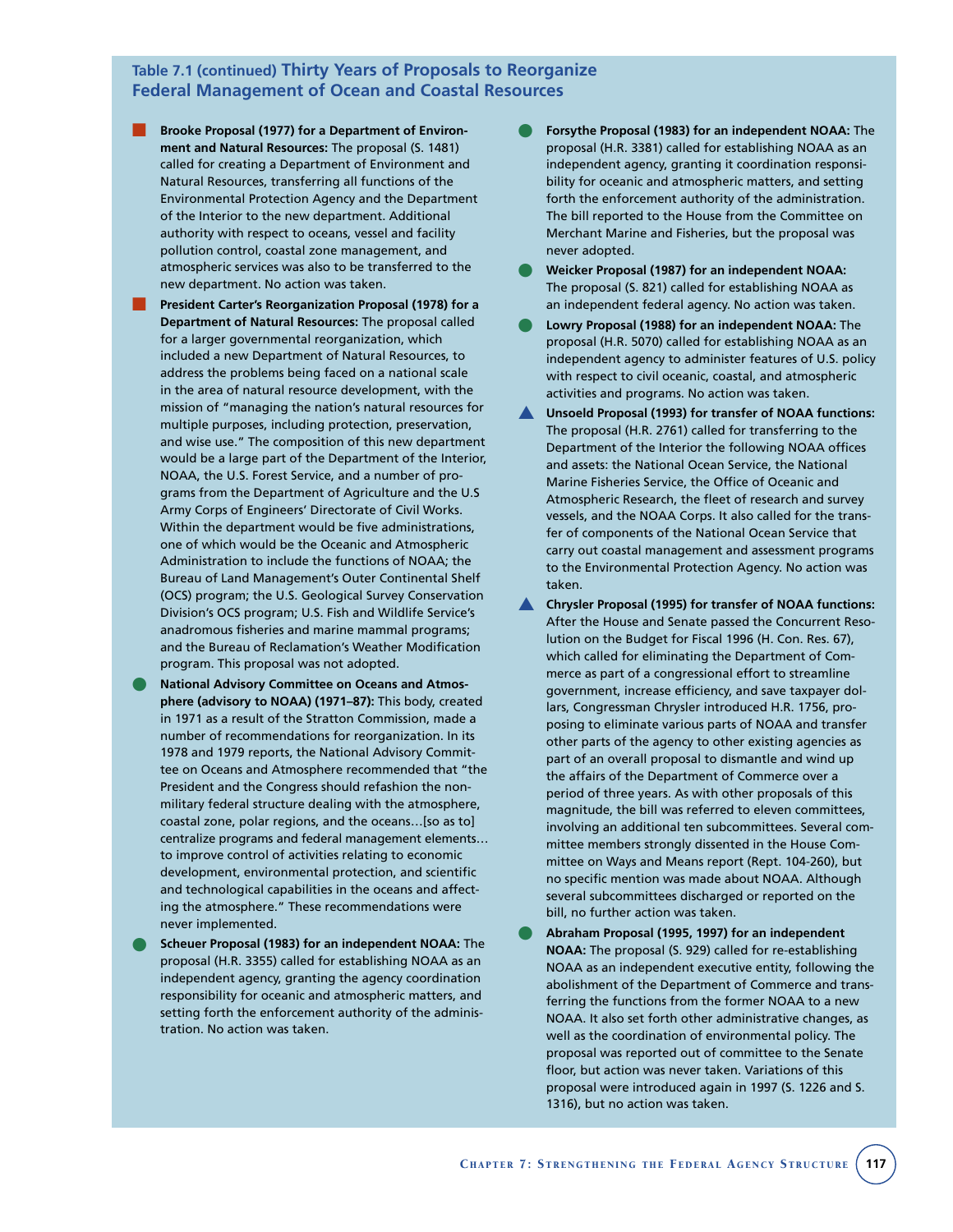### Table 7.1 (continued) Thirty Years of Proposals to Reorganize Federal Management of Ocean and Coastal Resources

- **Brooke Proposal (1977) for a Department of Environment and Natural Resources:** The proposal (S. 1481) called for creating a Department of Environment and Natural Resources, transferring all functions of the Environmental Protection Agency and the Department of the Interior to the new department. Additional authority with respect to oceans, vessel and facility pollution control, coastal zone management, and atmospheric services was also to be transferred to the new department. No action was taken.

- **President Carter's Reorganization Proposal (1978) for a Department of Natural Resources:** The proposal called for a larger governmental reorganization, which included a new Department of Natural Resources, to address the problems being faced on a national scale in the area of natural resource development, with the mission of "managing the nation's natural resources for multiple purposes, including protection, preservation, and wise use." The composition of this new department would be a large part of the Department of the Interior, NOAA, the U.S. Forest Service, and a number of programs from the Department of Agriculture and the U.S Army Corps of Engineers' Directorate of Civil Works. Within the department would be five administrations, one of which would be the Oceanic and Atmospheric Administration to include the functions of NOAA; the Bureau of Land Management's Outer Continental Shelf (OCS) program; the U.S. Geological Survey Conservation Division's OCS program; U.S. Fish and Wildlife Service's anadromous fisheries and marine mammal programs; and the Bureau of Reclamation's Weather Modification program. This proposal was not adopted.

- **National Advisory Committee on Oceans and Atmosphere (advisory to NOAA) (1971–87):** This body, created in 1971 as a result of the Stratton Commission, made a number of recommendations for reorganization. In its 1978 and 1979 reports, the National Advisory Committee on Oceans and Atmosphere recommended that "the President and the Congress should refashion the non-military federal structure dealing with the atmosphere, coastal zone, polar regions, and the oceans…[so as to] centralize programs and federal management elements… to improve control of activities relating to economic development, environmental protection, and scientific and technological capabilities in the oceans and affecting the atmosphere." These recommendations were never implemented.

- **Scheuer Proposal (1983) for an independent NOAA:** The proposal (H.R. 3355) called for establishing NOAA as an independent agency, granting the agency coordination responsibility for oceanic and atmospheric matters, and setting forth the enforcement authority of the administration. No action was taken.

- **Forsythe Proposal (1983) for an independent NOAA:** The proposal (H.R. 3381) called for establishing NOAA as an independent agency, granting it coordination responsibility for oceanic and atmospheric matters, and setting forth the enforcement authority of the administration. The bill reported to the House from the Committee on Merchant Marine and Fisheries, but the proposal was never adopted.

- **Weicker Proposal (1987) for an independent NOAA:** The proposal (S. 821) called for establishing NOAA as an independent federal agency. No action was taken.

- **Lowry Proposal (1988) for an independent NOAA:** The proposal (H.R. 5070) called for establishing NOAA as an independent agency to administer features of U.S. policy with respect to civil oceanic, coastal, and atmospheric activities and programs. No action was taken.

- **Unsoeld Proposal (1993) for transfer of NOAA functions:** The proposal (H.R. 2761) called for transferring to the Department of the Interior the following NOAA offices and assets: the National Ocean Service, the National Marine Fisheries Service, the Office of Oceanic and Atmospheric Research, the fleet of research and survey vessels, and the NOAA Corps. It also called for the transfer of components of the National Ocean Service that carry out coastal management and assessment programs to the Environmental Protection Agency. No action was taken.

- **Chrysler Proposal (1995) for transfer of NOAA functions:** After the House and Senate passed the Concurrent Resolution on the Budget for Fiscal 1996 (H. Con. Res. 67), which called for eliminating the Department of Commerce as part of a congressional effort to streamline government, increase efficiency, and save taxpayer dollars, Congressman Chrysler introduced H.R. 1756, proposing to eliminate various parts of NOAA and transfer other parts of the agency to other existing agencies as part of an overall proposal to dismantle and wind up the affairs of the Department of Commerce over a period of three years. As with other proposals of this magnitude, the bill was referred to eleven committees, involving an additional ten subcommittees. Several committee members strongly dissented in the House Committee on Ways and Means report (Rept. 104-260), but no specific mention was made about NOAA. Although several subcommittees discharged or reported on the bill, no further action was taken.

- **Abraham Proposal (1995, 1997) for an independent NOAA:** The proposal (S. 929) called for re-establishing NOAA as an independent executive entity, following the abolishment of the Department of Commerce and transferring the functions from the former NOAA to a new NOAA. It also set forth other administrative changes, as well as the coordination of environmental policy. The proposal was reported out of committee to the Senate floor, but action was never taken. Variations of this proposal were introduced again in 1997 (S. 1226 and S. 1316), but no action was taken.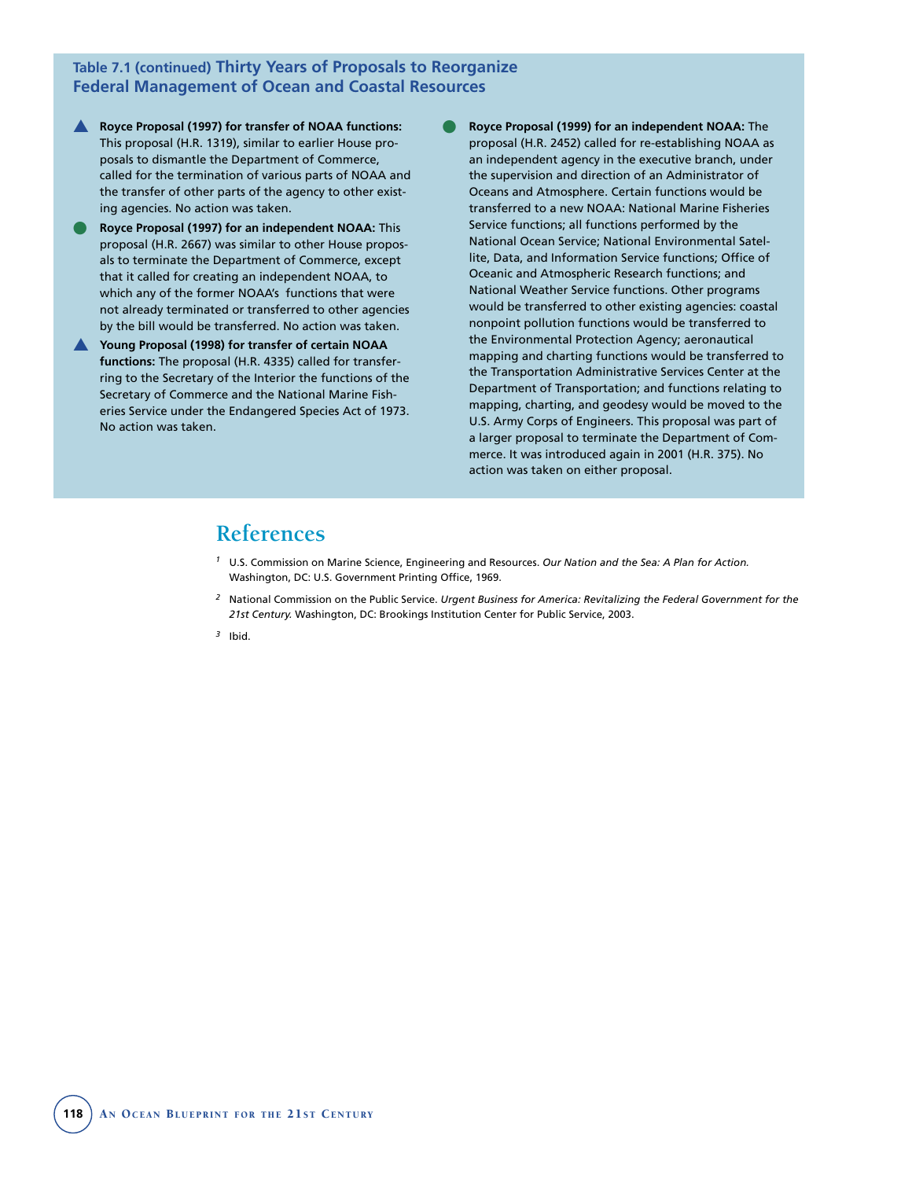**Table 7.1 (continued) Thirty Years of Proposals to Reorganize Federal Management of Ocean and Coastal Resources**

▲ **Royce Proposal (1997) for transfer of NOAA functions:** This proposal (H.R. 1319), similar to earlier House proposals to dismantle the Department of Commerce, called for the termination of various parts of NOAA and the transfer of other parts of the agency to other existing agencies. No action was taken.

● **Royce Proposal (1997) for an independent NOAA:** This proposal (H.R. 2667) was similar to other House proposals to terminate the Department of Commerce, except that it called for creating an independent NOAA, to which any of the former NOAA's functions that were not already terminated or transferred to other agencies by the bill would be transferred. No action was taken.

▲ **Young Proposal (1998) for transfer of certain NOAA functions:** The proposal (H.R. 4335) called for transferring to the Secretary of the Interior the functions of the Secretary of Commerce and the National Marine Fisheries Service under the Endangered Species Act of 1973. No action was taken.

● **Royce Proposal (1999) for an independent NOAA:** The proposal (H.R. 2452) called for re-establishing NOAA as an independent agency in the executive branch, under the supervision and direction of an Administrator of Oceans and Atmosphere. Certain functions would be transferred to a new NOAA: National Marine Fisheries Service functions; all functions performed by the National Ocean Service; National Environmental Satellite, Data, and Information Service functions; Office of Oceanic and Atmospheric Research functions; and National Weather Service functions. Other programs would be transferred to other existing agencies: coastal nonpoint pollution functions would be transferred to the Environmental Protection Agency; aeronautical mapping and charting functions would be transferred to the Transportation Administrative Services Center at the Department of Transportation; and functions relating to mapping, charting, and geodesy would be moved to the U.S. Army Corps of Engineers. This proposal was part of a larger proposal to terminate the Department of Commerce. It was introduced again in 2001 (H.R. 375). No action was taken on either proposal.

## References

[1] U.S. Commission on Marine Science, Engineering and Resources. *Our Nation and the Sea: A Plan for Action.* Washington, DC: U.S. Government Printing Office, 1969.

[2] National Commission on the Public Service. *Urgent Business for America: Revitalizing the Federal Government for the 21st Century.* Washington, DC: Brookings Institution Center for Public Service, 2003.

[3] Ibid.